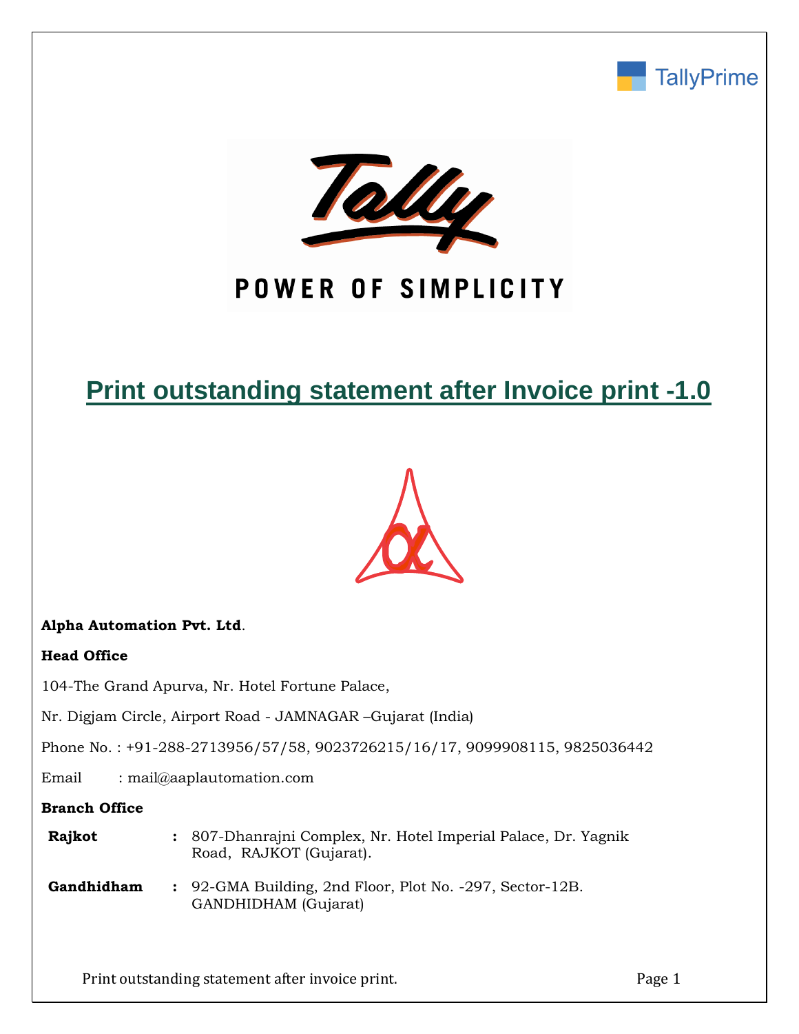# Print outstanding statement after Invoice print -1.0

**Alpha Automation Pvt. Ltd**.

**Head Office**

104-The Grand Apurva, Nr. Hotel Fortune Palace,

Nr. Digjam Circle, Airport Road - JAMNAGAR –Gujarat (India)

Phone No. : +91-288-2713956/57/58, 9023726215/16/17, 9099908115, 9825036442

Email : mail@aaplautomation.com

**Branch Office**

| | | |
|---|---|---|
| **Rajkot** | **:** | 807-Dhanrajni Complex, Nr. Hotel Imperial Palace, Dr. Yagnik Road, RAJKOT (Gujarat). |
| **Gandhidham** | **:** | 92-GMA Building, 2nd Floor, Plot No. -297, Sector-12B. GANDHIDHAM (Gujarat) |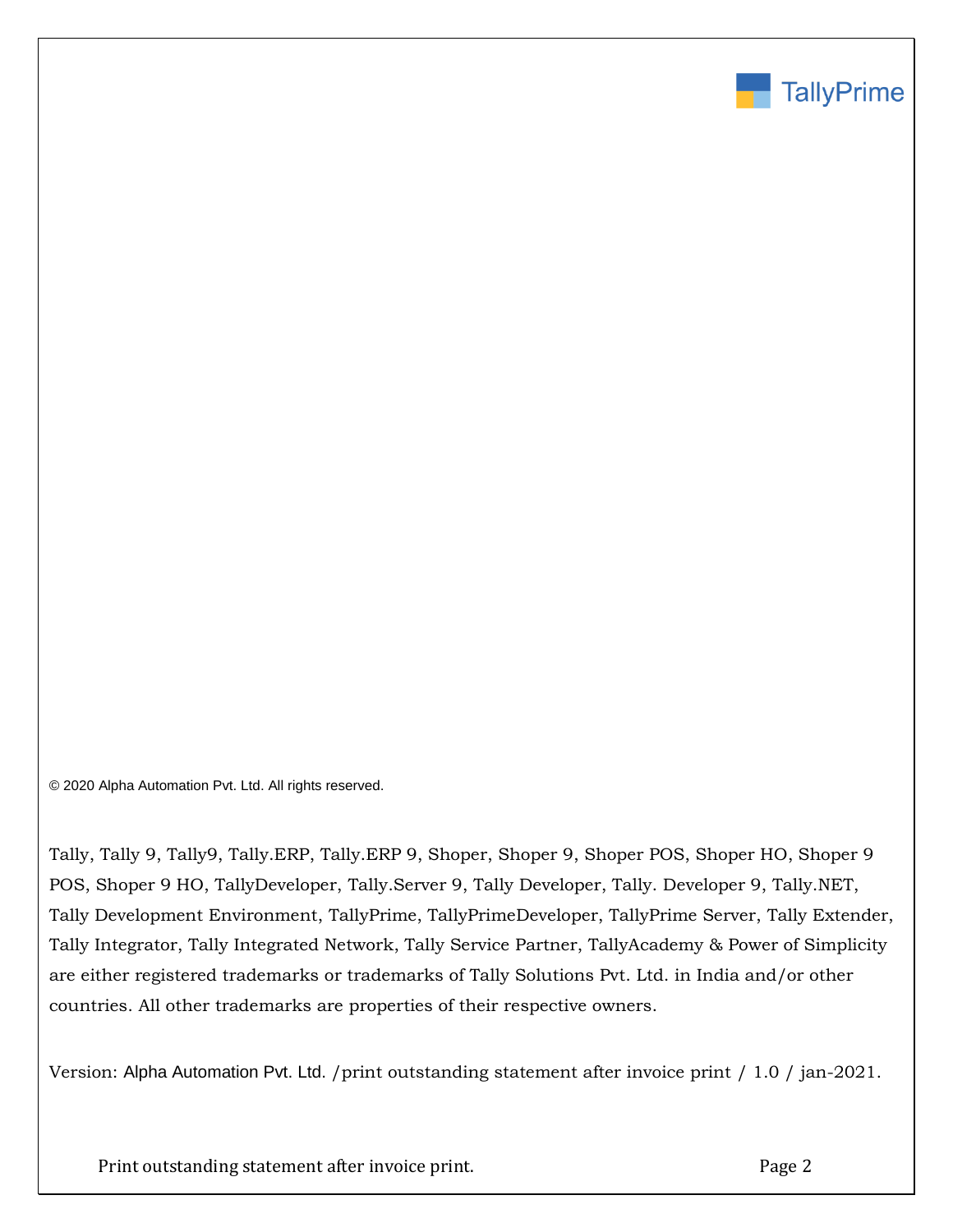© 2020 Alpha Automation Pvt. Ltd. All rights reserved.

Tally, Tally 9, Tally9, Tally.ERP, Tally.ERP 9, Shoper, Shoper 9, Shoper POS, Shoper HO, Shoper 9 POS, Shoper 9 HO, TallyDeveloper, Tally.Server 9, Tally Developer, Tally. Developer 9, Tally.NET, Tally Development Environment, TallyPrime, TallyPrimeDeveloper, TallyPrime Server, Tally Extender, Tally Integrator, Tally Integrated Network, Tally Service Partner, TallyAcademy & Power of Simplicity are either registered trademarks or trademarks of Tally Solutions Pvt. Ltd. in India and/or other countries. All other trademarks are properties of their respective owners.

Version: Alpha Automation Pvt. Ltd. /print outstanding statement after invoice print / 1.0 / jan-2021.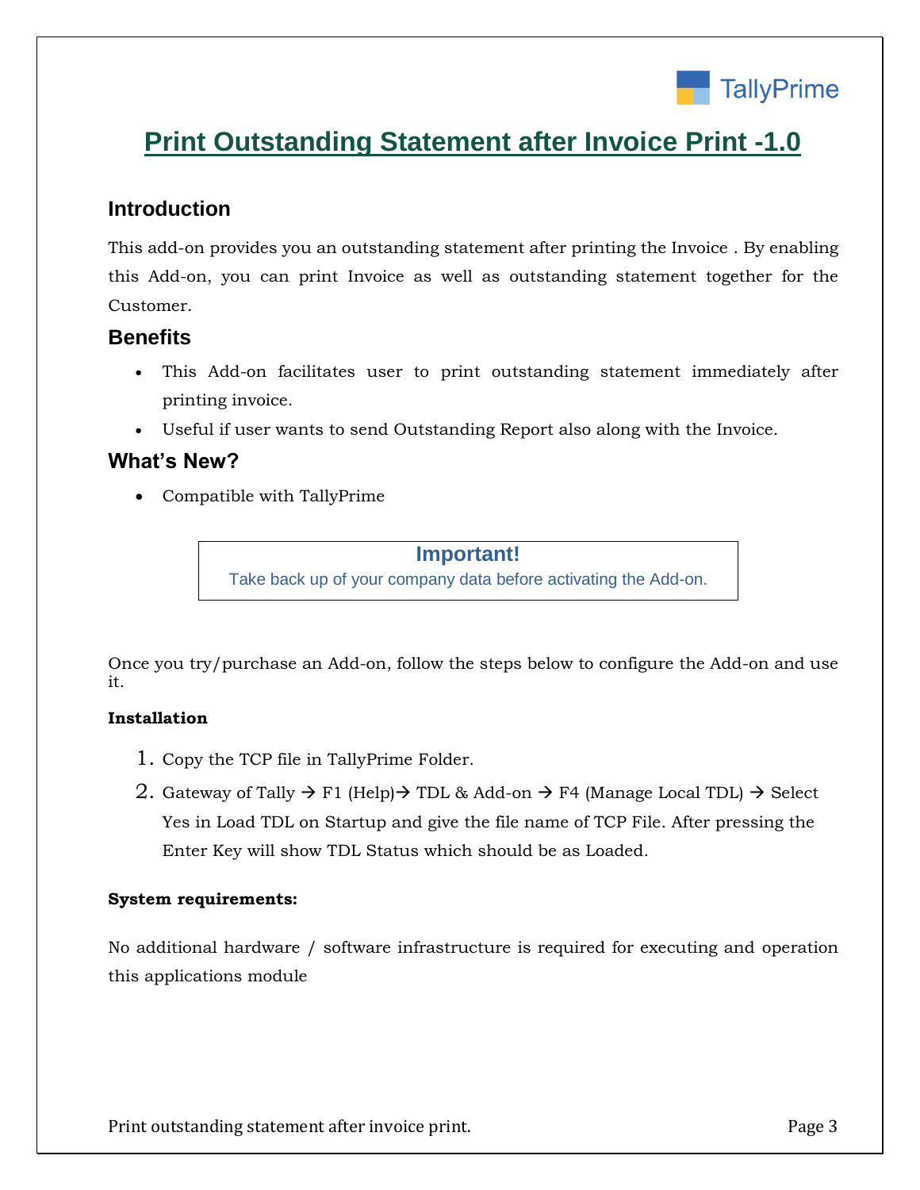# Print Outstanding Statement after Invoice Print -1.0

## Introduction

This add-on provides you an outstanding statement after printing the Invoice . By enabling this Add-on, you can print Invoice as well as outstanding statement together for the Customer.

## Benefits

- This Add-on facilitates user to print outstanding statement immediately after printing invoice.
- Useful if user wants to send Outstanding Report also along with the Invoice.

## What's New?

- Compatible with TallyPrime

> **Important!**
> Take back up of your company data before activating the Add-on.

Once you try/purchase an Add-on, follow the steps below to configure the Add-on and use it.

**Installation**

1. Copy the TCP file in TallyPrime Folder.
2. Gateway of Tally → F1 (Help)→ TDL & Add-on → F4 (Manage Local TDL) → Select Yes in Load TDL on Startup and give the file name of TCP File. After pressing the Enter Key will show TDL Status which should be as Loaded.

**System requirements:**

No additional hardware / software infrastructure is required for executing and operation this applications module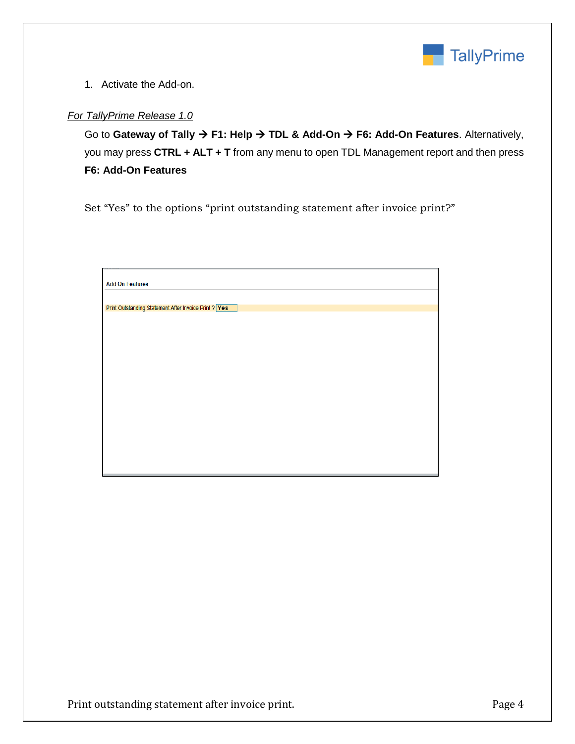1. Activate the Add-on.

*For TallyPrime Release 1.0*

Go to **Gateway of Tally → F1: Help → TDL & Add-On → F6: Add-On Features**. Alternatively, you may press **CTRL + ALT + T** from any menu to open TDL Management report and then press **F6: Add-On Features**

Set "Yes" to the options "print outstanding statement after invoice print?"

Add-On Features

Print Outstanding Statement After Invoice Print ? Yes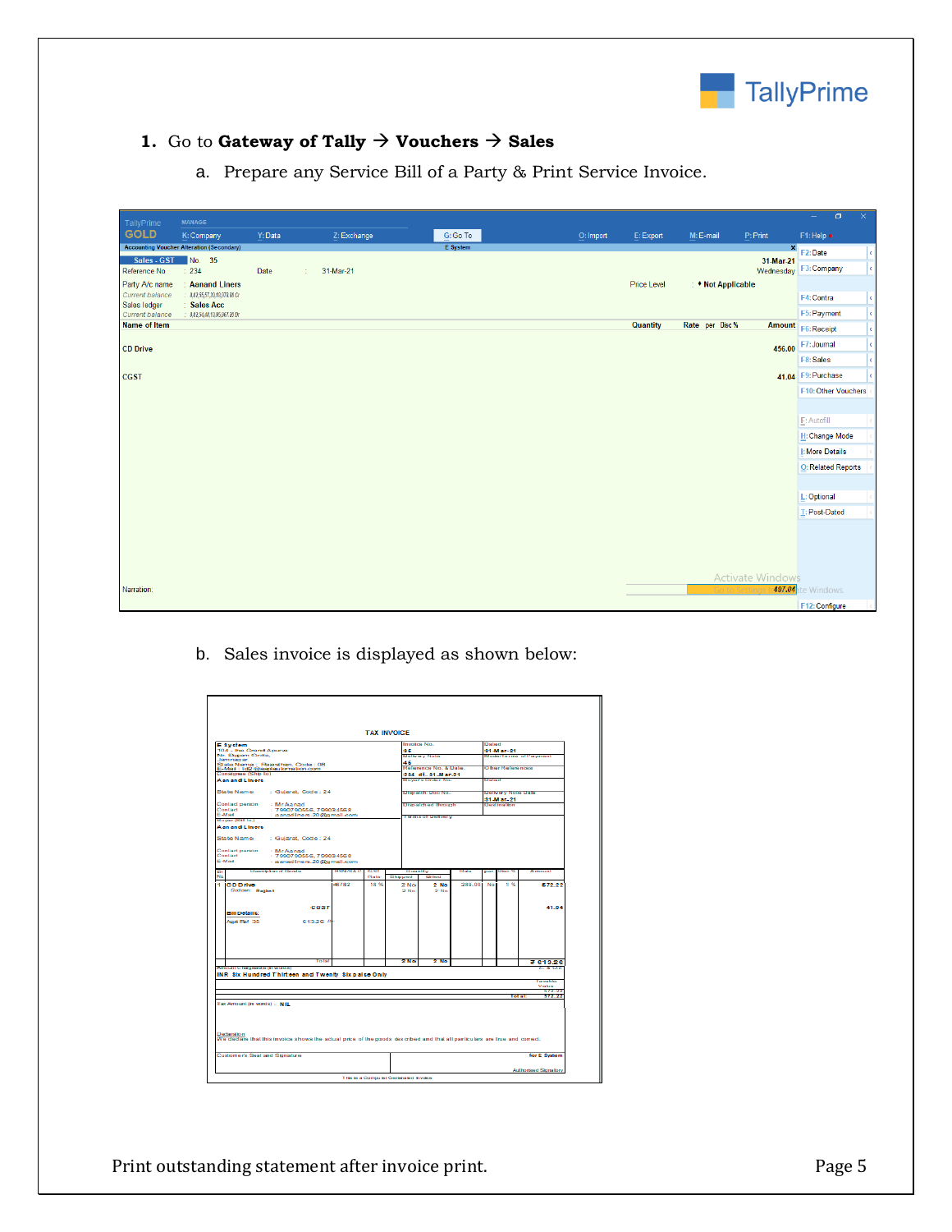1. Go to **Gateway of Tally → Vouchers → Sales**

   a. Prepare any Service Bill of a Party & Print Service Invoice.

   b. Sales invoice is displayed as shown below:

Print outstanding statement after invoice print.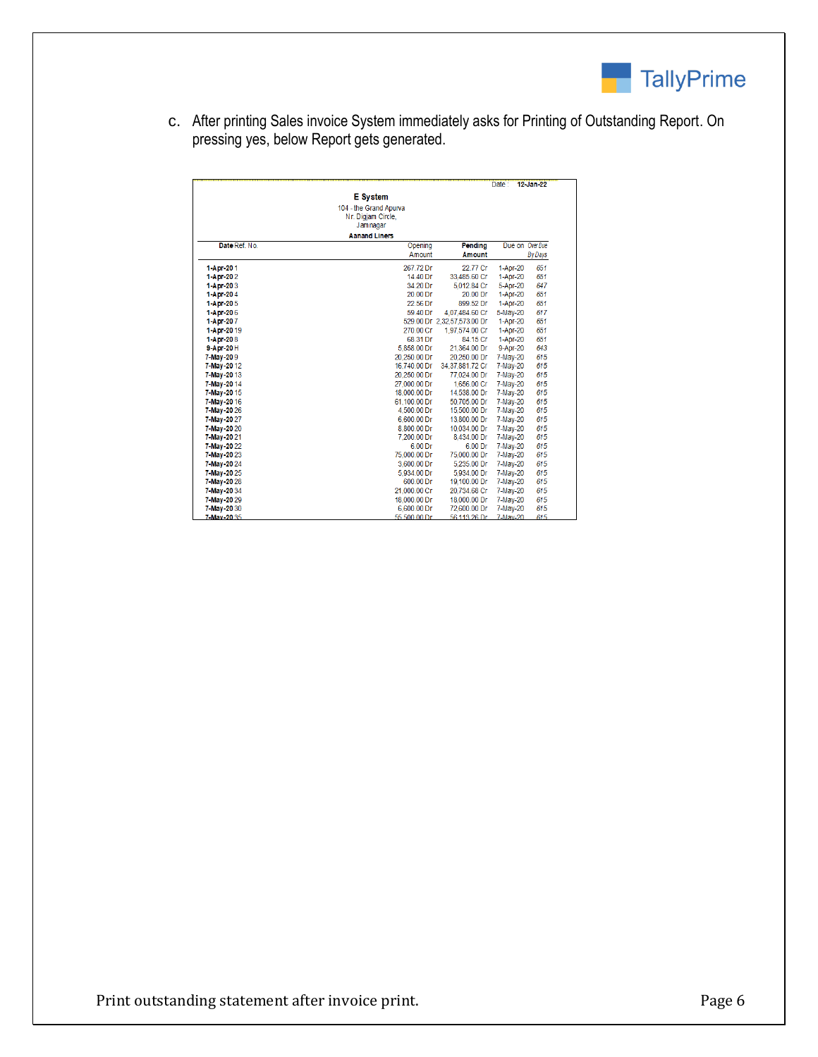c. After printing Sales invoice System immediately asks for Printing of Outstanding Report. On pressing yes, below Report gets generated.

Date : **12-Jan-22**

**E System**

104 - the Grand Apurva
Nr. Digjam Circle,
Jamnagar

**Aanand Liners**

| Date | Ref. No. | Opening Amount | Pending Amount | Due on | Over Due By Days |
|---|---|---|---|---|---|
| 1-Apr-20 | 1 | 267.72 Dr | 22.77 Cr | 1-Apr-20 | 651 |
| 1-Apr-20 | 2 | 14.40 Dr | 33,485.60 Cr | 1-Apr-20 | 651 |
| 1-Apr-20 | 3 | 34.20 Dr | 5,012.84 Cr | 5-Apr-20 | 647 |
| 1-Apr-20 | 4 | 20.00 Dr | 20.00 Dr | 1-Apr-20 | 651 |
| 1-Apr-20 | 5 | 22.56 Dr | 899.52 Dr | 1-Apr-20 | 651 |
| 1-Apr-20 | 6 | 59.40 Dr | 4,07,484.60 Cr | 5-May-20 | 617 |
| 1-Apr-20 | 7 | 529.00 Dr | 2,32,57,573.00 Dr | 1-Apr-20 | 651 |
| 1-Apr-20 | 19 | 270.00 Cr | 1,97,574.00 Cr | 1-Apr-20 | 651 |
| 1-Apr-20 | 8 | 68.31 Dr | 84.15 Cr | 1-Apr-20 | 651 |
| 9-Apr-20 | H | 5,858.00 Dr | 21,364.00 Dr | 9-Apr-20 | 643 |
| 7-May-20 | 9 | 20,250.00 Dr | 20,250.00 Dr | 7-May-20 | 615 |
| 7-May-20 | 12 | 16,740.00 Dr | 34,37,881.72 Cr | 7-May-20 | 615 |
| 7-May-20 | 13 | 20,250.00 Dr | 77,024.00 Dr | 7-May-20 | 615 |
| 7-May-20 | 14 | 27,000.00 Dr | 1,656.00 Cr | 7-May-20 | 615 |
| 7-May-20 | 15 | 18,000.00 Dr | 14,538.00 Dr | 7-May-20 | 615 |
| 7-May-20 | 16 | 61,100.00 Dr | 50,705.00 Dr | 7-May-20 | 615 |
| 7-May-20 | 26 | 4,500.00 Dr | 15,500.00 Dr | 7-May-20 | 615 |
| 7-May-20 | 27 | 6,600.00 Dr | 13,800.00 Dr | 7-May-20 | 615 |
| 7-May-20 | 20 | 8,800.00 Dr | 10,034.00 Dr | 7-May-20 | 615 |
| 7-May-20 | 21 | 7,200.00 Dr | 8,434.00 Dr | 7-May-20 | 615 |
| 7-May-20 | 22 | 6.00 Dr | 6.00 Dr | 7-May-20 | 615 |
| 7-May-20 | 23 | 75,000.00 Dr | 75,000.00 Dr | 7-May-20 | 615 |
| 7-May-20 | 24 | 3,600.00 Dr | 5,235.00 Dr | 7-May-20 | 615 |
| 7-May-20 | 25 | 5,934.00 Dr | 5,934.00 Dr | 7-May-20 | 615 |
| 7-May-20 | 28 | 600.00 Dr | 19,100.00 Dr | 7-May-20 | 615 |
| 7-May-20 | 34 | 21,000.00 Cr | 20,734.68 Cr | 7-May-20 | 615 |
| 7-May-20 | 29 | 18,000.00 Dr | 18,000.00 Dr | 7-May-20 | 615 |
| 7-May-20 | 30 | 6,600.00 Dr | 72,600.00 Dr | 7-May-20 | 615 |
| 7-May-20 | 35 | 55,500.00 Dr | 56,113.26 Dr | 7-May-20 | 615 |

Print outstanding statement after invoice print.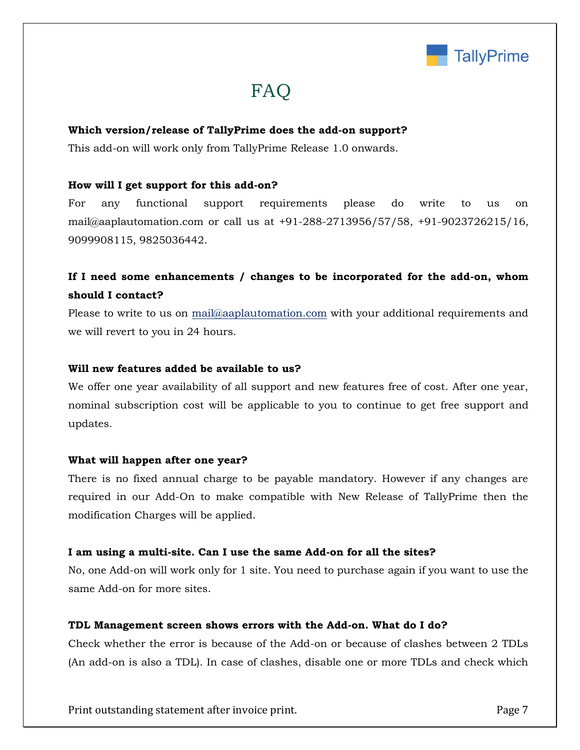# FAQ

**Which version/release of TallyPrime does the add-on support?**

This add-on will work only from TallyPrime Release 1.0 onwards.

**How will I get support for this add-on?**

For any functional support requirements please do write to us on mail@aaplautomation.com or call us at +91-288-2713956/57/58, +91-9023726215/16, 9099908115, 9825036442.

**If I need some enhancements / changes to be incorporated for the add-on, whom should I contact?**

Please to write to us on mail@aaplautomation.com with your additional requirements and we will revert to you in 24 hours.

**Will new features added be available to us?**

We offer one year availability of all support and new features free of cost. After one year, nominal subscription cost will be applicable to you to continue to get free support and updates.

**What will happen after one year?**

There is no fixed annual charge to be payable mandatory. However if any changes are required in our Add-On to make compatible with New Release of TallyPrime then the modification Charges will be applied.

**I am using a multi-site. Can I use the same Add-on for all the sites?**

No, one Add-on will work only for 1 site. You need to purchase again if you want to use the same Add-on for more sites.

**TDL Management screen shows errors with the Add-on. What do I do?**

Check whether the error is because of the Add-on or because of clashes between 2 TDLs (An add-on is also a TDL). In case of clashes, disable one or more TDLs and check which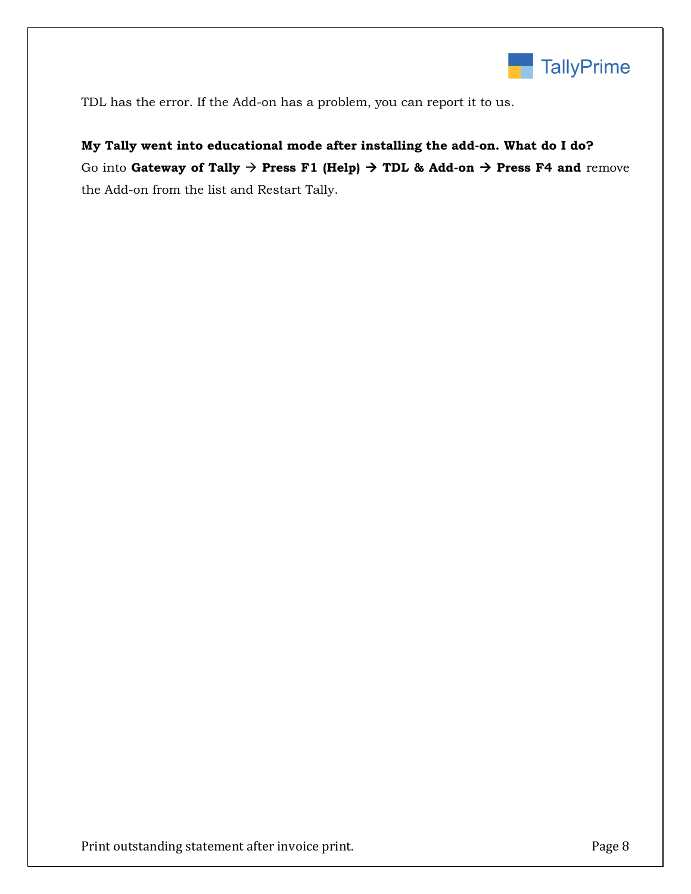TDL has the error. If the Add-on has a problem, you can report it to us.

**My Tally went into educational mode after installing the add-on. What do I do?**

Go into **Gateway of Tally → Press F1 (Help) → TDL & Add-on → Press F4 and** remove the Add-on from the list and Restart Tally.